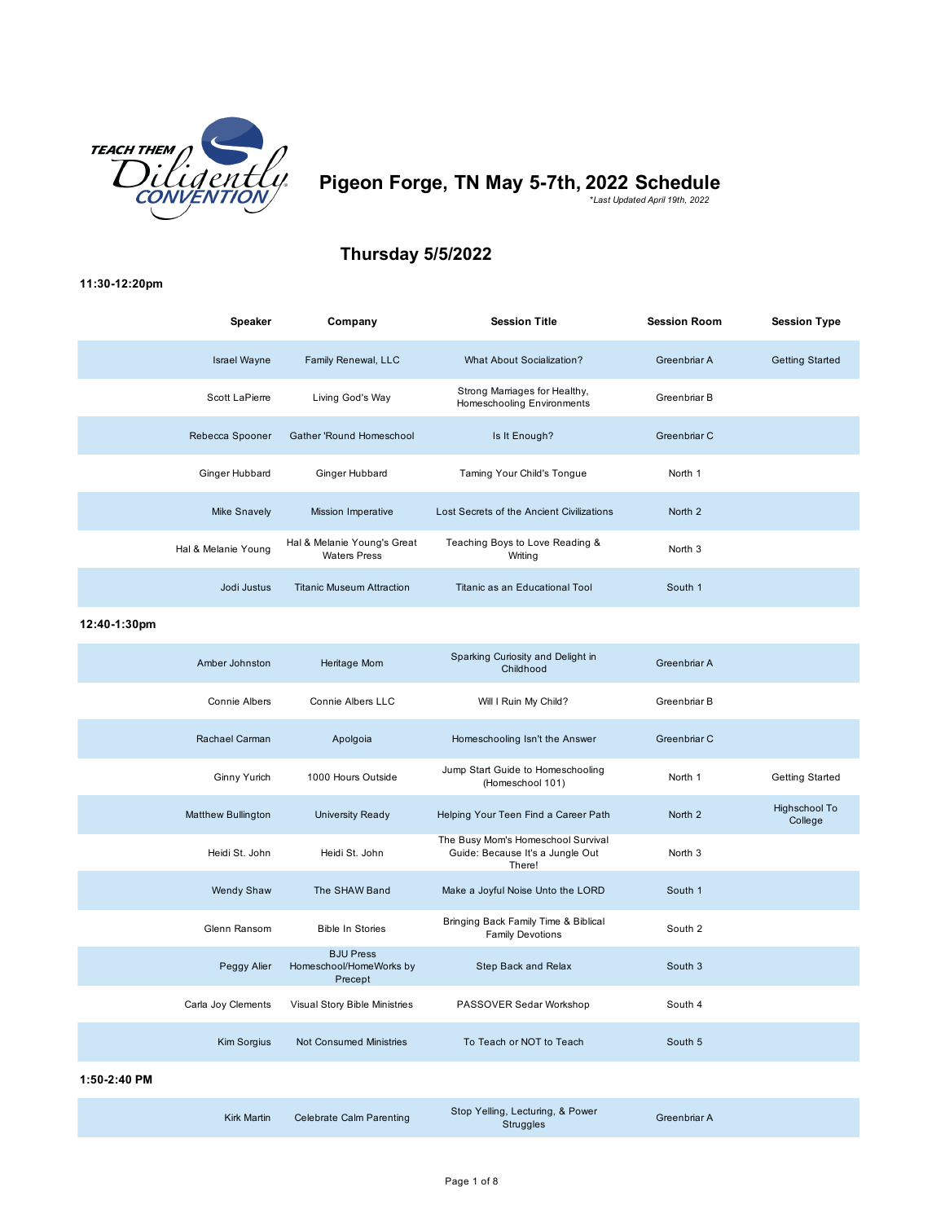TEACH THEM Diligently CONVENTION

# Pigeon Forge, TN May 5-7th, 2022 Schedule

*\*Last Updated April 19th, 2022*

## Thursday 5/5/2022

### 11:30-12:20pm

| Speaker | Company | Session Title | Session Room | Session Type |
|---|---|---|---|---|
| Israel Wayne | Family Renewal, LLC | What About Socialization? | Greenbriar A | Getting Started |
| Scott LaPierre | Living God's Way | Strong Marriages for Healthy, Homeschooling Environments | Greenbriar B | |
| Rebecca Spooner | Gather 'Round Homeschool | Is It Enough? | Greenbriar C | |
| Ginger Hubbard | Ginger Hubbard | Taming Your Child's Tongue | North 1 | |
| Mike Snavely | Mission Imperative | Lost Secrets of the Ancient Civilizations | North 2 | |
| Hal & Melanie Young | Hal & Melanie Young's Great Waters Press | Teaching Boys to Love Reading & Writing | North 3 | |
| Jodi Justus | Titanic Museum Attraction | Titanic as an Educational Tool | South 1 | |

### 12:40-1:30pm

| Speaker | Company | Session Title | Session Room | Session Type |
|---|---|---|---|---|
| Amber Johnston | Heritage Mom | Sparking Curiosity and Delight in Childhood | Greenbriar A | |
| Connie Albers | Connie Albers LLC | Will I Ruin My Child? | Greenbriar B | |
| Rachael Carman | Apolgoia | Homeschooling Isn't the Answer | Greenbriar C | |
| Ginny Yurich | 1000 Hours Outside | Jump Start Guide to Homeschooling (Homeschool 101) | North 1 | Getting Started |
| Matthew Bullington | University Ready | Helping Your Teen Find a Career Path | North 2 | Highschool To College |
| Heidi St. John | Heidi St. John | The Busy Mom's Homeschool Survival Guide: Because It's a Jungle Out There! | North 3 | |
| Wendy Shaw | The SHAW Band | Make a Joyful Noise Unto the LORD | South 1 | |
| Glenn Ransom | Bible In Stories | Bringing Back Family Time & Biblical Family Devotions | South 2 | |
| Peggy Alier | BJU Press Homeschool/HomeWorks by Precept | Step Back and Relax | South 3 | |
| Carla Joy Clements | Visual Story Bible Ministries | PASSOVER Sedar Workshop | South 4 | |
| Kim Sorgius | Not Consumed Ministries | To Teach or NOT to Teach | South 5 | |

### 1:50-2:40 PM

| Speaker | Company | Session Title | Session Room | Session Type |
|---|---|---|---|---|
| Kirk Martin | Celebrate Calm Parenting | Stop Yelling, Lecturing, & Power Struggles | Greenbriar A | |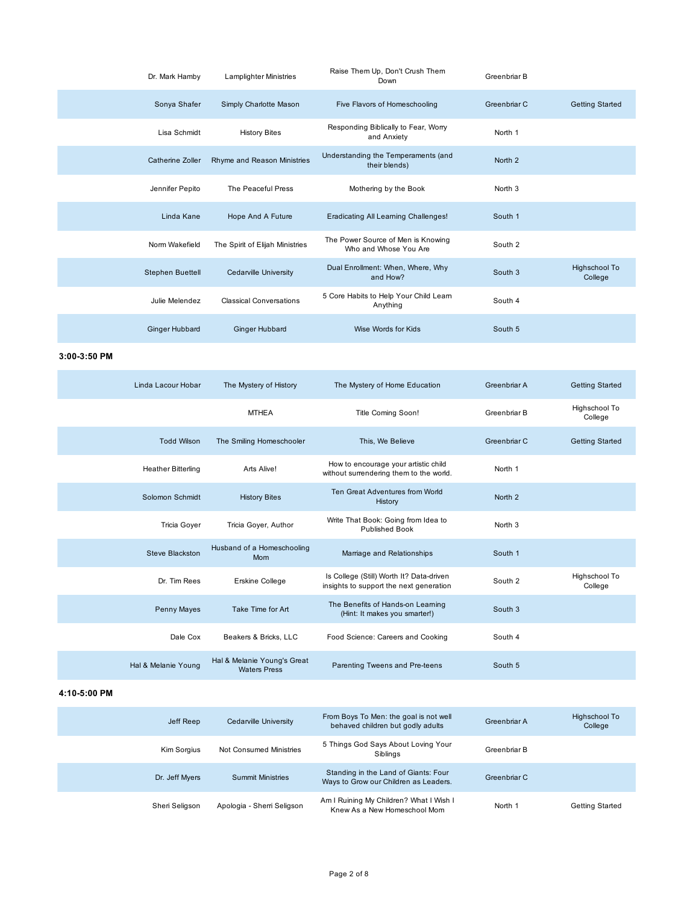| Speaker | Organization | Title | Room | Track |
|---|---|---|---|---|
| Dr. Mark Hamby | Lamplighter Ministries | Raise Them Up, Don't Crush Them Down | Greenbriar B | |
| Sonya Shafer | Simply Charlotte Mason | Five Flavors of Homeschooling | Greenbriar C | Getting Started |
| Lisa Schmidt | History Bites | Responding Biblically to Fear, Worry and Anxiety | North 1 | |
| Catherine Zoller | Rhyme and Reason Ministries | Understanding the Temperaments (and their blends) | North 2 | |
| Jennifer Pepito | The Peaceful Press | Mothering by the Book | North 3 | |
| Linda Kane | Hope And A Future | Eradicating All Learning Challenges! | South 1 | |
| Norm Wakefield | The Spirit of Elijah Ministries | The Power Source of Men is Knowing Who and Whose You Are | South 2 | |
| Stephen Buettell | Cedarville University | Dual Enrollment: When, Where, Why and How? | South 3 | Highschool To College |
| Julie Melendez | Classical Conversations | 5 Core Habits to Help Your Child Learn Anything | South 4 | |
| Ginger Hubbard | Ginger Hubbard | Wise Words for Kids | South 5 | |

**3:00-3:50 PM**

| Speaker | Organization | Title | Room | Track |
|---|---|---|---|---|
| Linda Lacour Hobar | The Mystery of History | The Mystery of Home Education | Greenbriar A | Getting Started |
| | MTHEA | Title Coming Soon! | Greenbriar B | Highschool To College |
| Todd Wilson | The Smiling Homeschooler | This, We Believe | Greenbriar C | Getting Started |
| Heather Bitterling | Arts Alive! | How to encourage your artistic child without surrendering them to the world. | North 1 | |
| Solomon Schmidt | History Bites | Ten Great Adventures from World History | North 2 | |
| Tricia Goyer | Tricia Goyer, Author | Write That Book: Going from Idea to Published Book | North 3 | |
| Steve Blackston | Husband of a Homeschooling Mom | Marriage and Relationships | South 1 | |
| Dr. Tim Rees | Erskine College | Is College (Still) Worth It? Data-driven insights to support the next generation | South 2 | Highschool To College |
| Penny Mayes | Take Time for Art | The Benefits of Hands-on Learning (Hint: It makes you smarter!) | South 3 | |
| Dale Cox | Beakers & Bricks, LLC | Food Science: Careers and Cooking | South 4 | |
| Hal & Melanie Young | Hal & Melanie Young's Great Waters Press | Parenting Tweens and Pre-teens | South 5 | |

**4:10-5:00 PM**

| Speaker | Organization | Title | Room | Track |
|---|---|---|---|---|
| Jeff Reep | Cedarville University | From Boys To Men: the goal is not well behaved children but godly adults | Greenbriar A | Highschool To College |
| Kim Sorgius | Not Consumed Ministries | 5 Things God Says About Loving Your Siblings | Greenbriar B | |
| Dr. Jeff Myers | Summit Ministries | Standing in the Land of Giants: Four Ways to Grow our Children as Leaders. | Greenbriar C | |
| Sheri Seligson | Apologia - Sherri Seligson | Am I Ruining My Children? What I Wish I Knew As a New Homeschool Mom | North 1 | Getting Started |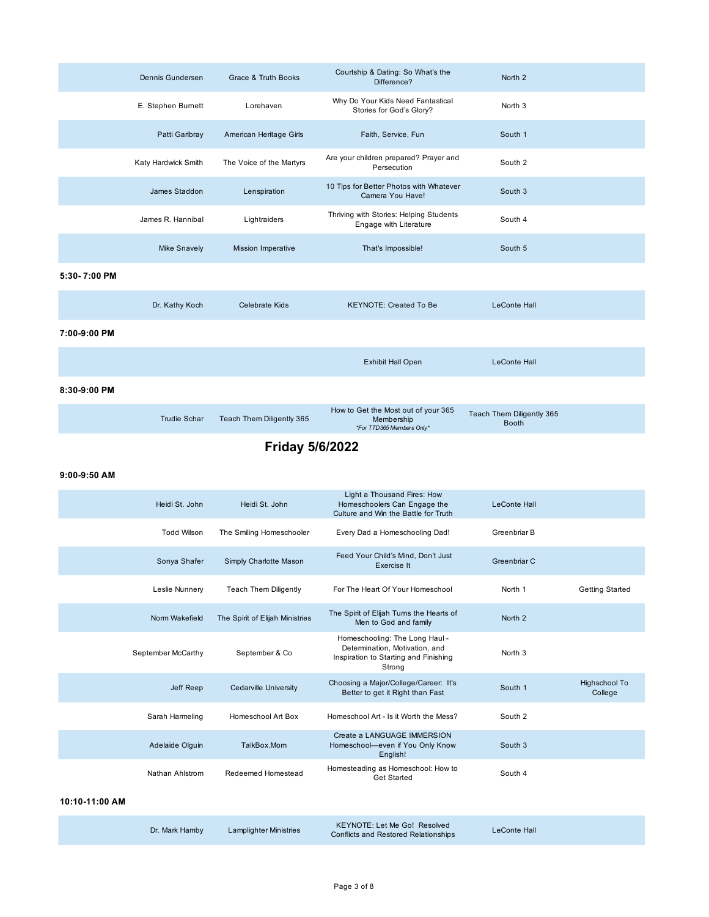| Speaker | Organization | Session | Room | Track |
|---|---|---|---|---|
| Dennis Gundersen | Grace & Truth Books | Courtship & Dating: So What's the Difference? | North 2 | |
| E. Stephen Burnett | Lorehaven | Why Do Your Kids Need Fantastical Stories for God's Glory? | North 3 | |
| Patti Garibray | American Heritage Girls | Faith, Service, Fun | South 1 | |
| Katy Hardwick Smith | The Voice of the Martyrs | Are your children prepared? Prayer and Persecution | South 2 | |
| James Staddon | Lenspiration | 10 Tips for Better Photos with Whatever Camera You Have! | South 3 | |
| James R. Hannibal | Lightraiders | Thriving with Stories: Helping Students Engage with Literature | South 4 | |
| Mike Snavely | Mission Imperative | That's Impossible! | South 5 | |

**5:30- 7:00 PM**

| Speaker | Organization | Session | Room | Track |
|---|---|---|---|---|
| Dr. Kathy Koch | Celebrate Kids | KEYNOTE: Created To Be | LeConte Hall | |

**7:00-9:00 PM**

| Speaker | Organization | Session | Room | Track |
|---|---|---|---|---|
| | | Exhibit Hall Open | LeConte Hall | |

**8:30-9:00 PM**

| Speaker | Organization | Session | Room | Track |
|---|---|---|---|---|
| Trudie Schar | Teach Them Diligently 365 | How to Get the Most out of your 365 Membership *\*For TTD365 Members Only\** | Teach Them Diligently 365 Booth | |

## Friday 5/6/2022

**9:00-9:50 AM**

| Speaker | Organization | Session | Room | Track |
|---|---|---|---|---|
| Heidi St. John | Heidi St. John | Light a Thousand Fires: How Homeschoolers Can Engage the Culture and Win the Battle for Truth | LeConte Hall | |
| Todd Wilson | The Smiling Homeschooler | Every Dad a Homeschooling Dad! | Greenbriar B | |
| Sonya Shafer | Simply Charlotte Mason | Feed Your Child's Mind, Don't Just Exercise It | Greenbriar C | |
| Leslie Nunnery | Teach Them Diligently | For The Heart Of Your Homeschool | North 1 | Getting Started |
| Norm Wakefield | The Spirit of Elijah Ministries | The Spirit of Elijah Turns the Hearts of Men to God and family | North 2 | |
| September McCarthy | September & Co | Homeschooling: The Long Haul - Determination, Motivation, and Inspiration to Starting and Finishing Strong | North 3 | |
| Jeff Reep | Cedarville University | Choosing a Major/College/Career: It's Better to get it Right than Fast | South 1 | Highschool To College |
| Sarah Harmeling | Homeschool Art Box | Homeschool Art - Is it Worth the Mess? | South 2 | |
| Adelaide Olguin | TalkBox.Mom | Create a LANGUAGE IMMERSION Homeschool—even if You Only Know English! | South 3 | |
| Nathan Ahlstrom | Redeemed Homestead | Homesteading as Homeschool: How to Get Started | South 4 | |

**10:10-11:00 AM**

| Speaker | Organization | Session | Room | Track |
|---|---|---|---|---|
| Dr. Mark Hamby | Lamplighter Ministries | KEYNOTE: Let Me Go! Resolved Conflicts and Restored Relationships | LeConte Hall | |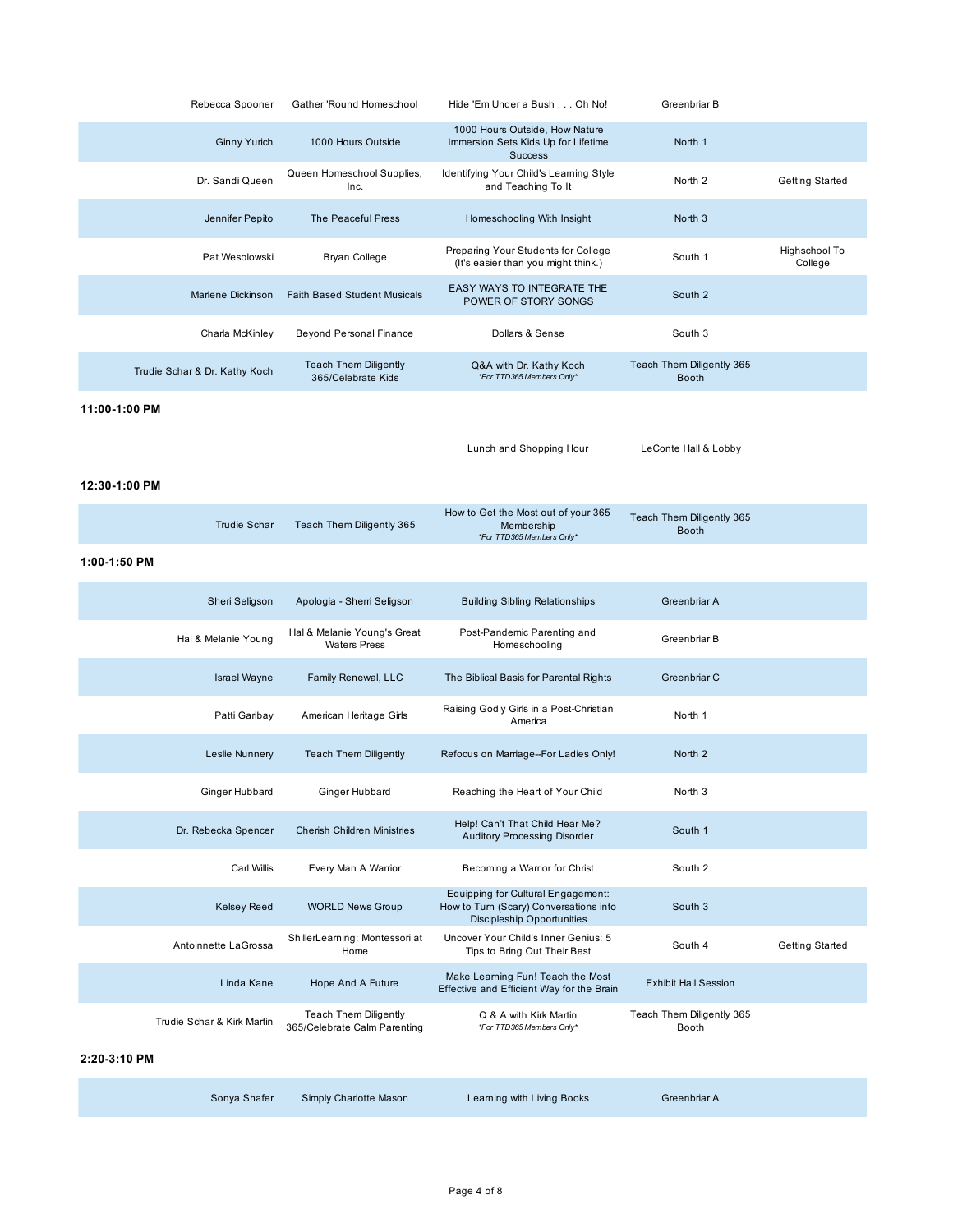| | | | | |
|---|---|---|---|---|
| Rebecca Spooner | Gather 'Round Homeschool | Hide 'Em Under a Bush . . . Oh No! | Greenbriar B | |
| Ginny Yurich | 1000 Hours Outside | 1000 Hours Outside, How Nature Immersion Sets Kids Up for Lifetime Success | North 1 | |
| Dr. Sandi Queen | Queen Homeschool Supplies, Inc. | Identifying Your Child's Learning Style and Teaching To It | North 2 | Getting Started |
| Jennifer Pepito | The Peaceful Press | Homeschooling With Insight | North 3 | |
| Pat Wesolowski | Bryan College | Preparing Your Students for College (It's easier than you might think.) | South 1 | Highschool To College |
| Marlene Dickinson | Faith Based Student Musicals | EASY WAYS TO INTEGRATE THE POWER OF STORY SONGS | South 2 | |
| Charla McKinley | Beyond Personal Finance | Dollars & Sense | South 3 | |
| Trudie Schar & Dr. Kathy Koch | Teach Them Diligently 365/Celebrate Kids | Q&A with Dr. Kathy Koch *For TTD365 Members Only* | Teach Them Diligently 365 Booth | |

**11:00-1:00 PM**

| | | | | |
|---|---|---|---|---|
| | | Lunch and Shopping Hour | LeConte Hall & Lobby | |

**12:30-1:00 PM**

| | | | | |
|---|---|---|---|---|
| Trudie Schar | Teach Them Diligently 365 | How to Get the Most out of your 365 Membership *For TTD365 Members Only* | Teach Them Diligently 365 Booth | |

**1:00-1:50 PM**

| | | | | |
|---|---|---|---|---|
| Sheri Seligson | Apologia - Sherri Seligson | Building Sibling Relationships | Greenbriar A | |
| Hal & Melanie Young | Hal & Melanie Young's Great Waters Press | Post-Pandemic Parenting and Homeschooling | Greenbriar B | |
| Israel Wayne | Family Renewal, LLC | The Biblical Basis for Parental Rights | Greenbriar C | |
| Patti Garibay | American Heritage Girls | Raising Godly Girls in a Post-Christian America | North 1 | |
| Leslie Nunnery | Teach Them Diligently | Refocus on Marriage--For Ladies Only! | North 2 | |
| Ginger Hubbard | Ginger Hubbard | Reaching the Heart of Your Child | North 3 | |
| Dr. Rebecka Spencer | Cherish Children Ministries | Help! Can't That Child Hear Me? Auditory Processing Disorder | South 1 | |
| Carl Willis | Every Man A Warrior | Becoming a Warrior for Christ | South 2 | |
| Kelsey Reed | WORLD News Group | Equipping for Cultural Engagement: How to Turn (Scary) Conversations into Discipleship Opportunities | South 3 | |
| Antoinnette LaGrossa | ShillerLearning: Montessori at Home | Uncover Your Child's Inner Genius: 5 Tips to Bring Out Their Best | South 4 | Getting Started |
| Linda Kane | Hope And A Future | Make Learning Fun! Teach the Most Effective and Efficient Way for the Brain | Exhibit Hall Session | |
| Trudie Schar & Kirk Martin | Teach Them Diligently 365/Celebrate Calm Parenting | Q & A with Kirk Martin *For TTD365 Members Only* | Teach Them Diligently 365 Booth | |

**2:20-3:10 PM**

| | | | | |
|---|---|---|---|---|
| Sonya Shafer | Simply Charlotte Mason | Learning with Living Books | Greenbriar A | |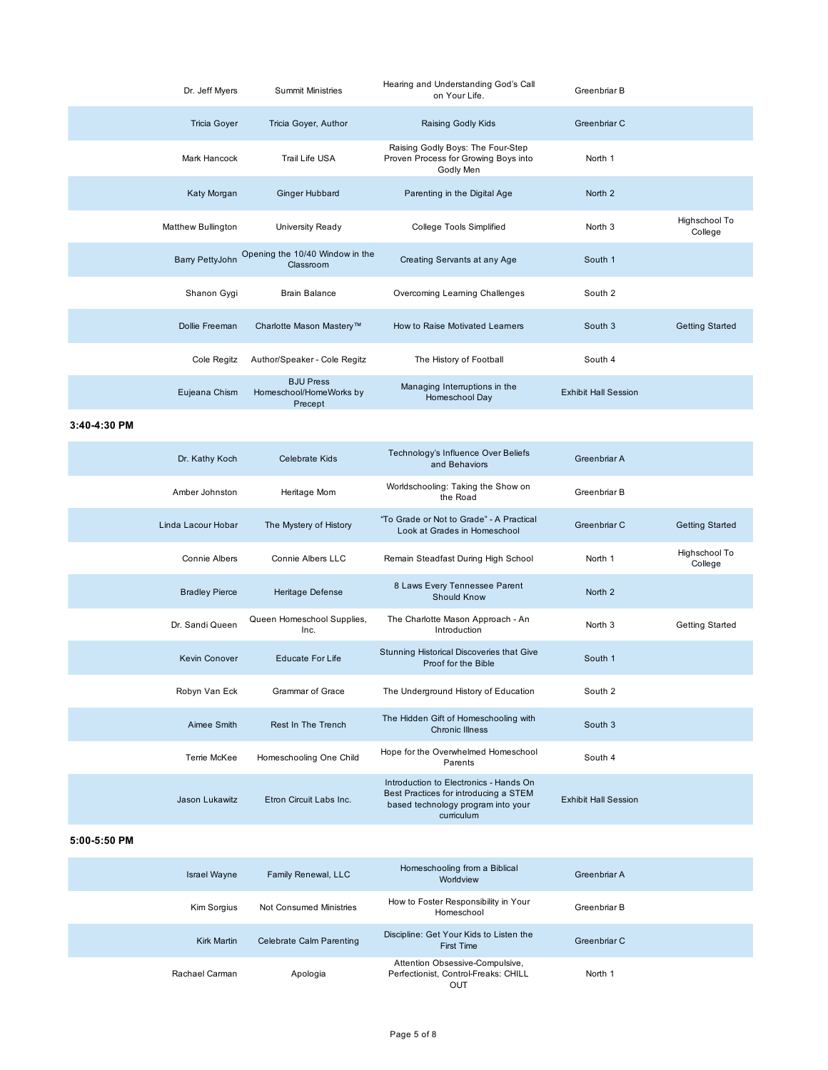| Speaker | Organization | Session | Room | Track |
|---|---|---|---|---|
| Dr. Jeff Myers | Summit Ministries | Hearing and Understanding God's Call on Your Life. | Greenbriar B | |
| Tricia Goyer | Tricia Goyer, Author | Raising Godly Kids | Greenbriar C | |
| Mark Hancock | Trail Life USA | Raising Godly Boys: The Four-Step Proven Process for Growing Boys into Godly Men | North 1 | |
| Katy Morgan | Ginger Hubbard | Parenting in the Digital Age | North 2 | |
| Matthew Bullington | University Ready | College Tools Simplified | North 3 | Highschool To College |
| Barry PettyJohn | Opening the 10/40 Window in the Classroom | Creating Servants at any Age | South 1 | |
| Shanon Gygi | Brain Balance | Overcoming Learning Challenges | South 2 | |
| Dollie Freeman | Charlotte Mason Mastery™ | How to Raise Motivated Learners | South 3 | Getting Started |
| Cole Regitz | Author/Speaker - Cole Regitz | The History of Football | South 4 | |
| Eujeana Chism | BJU Press Homeschool/HomeWorks by Precept | Managing Interruptions in the Homeschool Day | Exhibit Hall Session | |

**3:40-4:30 PM**

| Speaker | Organization | Session | Room | Track |
|---|---|---|---|---|
| Dr. Kathy Koch | Celebrate Kids | Technology's Influence Over Beliefs and Behaviors | Greenbriar A | |
| Amber Johnston | Heritage Mom | Worldschooling: Taking the Show on the Road | Greenbriar B | |
| Linda Lacour Hobar | The Mystery of History | "To Grade or Not to Grade" - A Practical Look at Grades in Homeschool | Greenbriar C | Getting Started |
| Connie Albers | Connie Albers LLC | Remain Steadfast During High School | North 1 | Highschool To College |
| Bradley Pierce | Heritage Defense | 8 Laws Every Tennessee Parent Should Know | North 2 | |
| Dr. Sandi Queen | Queen Homeschool Supplies, Inc. | The Charlotte Mason Approach - An Introduction | North 3 | Getting Started |
| Kevin Conover | Educate For Life | Stunning Historical Discoveries that Give Proof for the Bible | South 1 | |
| Robyn Van Eck | Grammar of Grace | The Underground History of Education | South 2 | |
| Aimee Smith | Rest In The Trench | The Hidden Gift of Homeschooling with Chronic Illness | South 3 | |
| Terrie McKee | Homeschooling One Child | Hope for the Overwhelmed Homeschool Parents | South 4 | |
| Jason Lukawitz | Etron Circuit Labs Inc. | Introduction to Electronics - Hands On Best Practices for introducing a STEM based technology program into your curriculum | Exhibit Hall Session | |

**5:00-5:50 PM**

| Speaker | Organization | Session | Room | Track |
|---|---|---|---|---|
| Israel Wayne | Family Renewal, LLC | Homeschooling from a Biblical Worldview | Greenbriar A | |
| Kim Sorgius | Not Consumed Ministries | How to Foster Responsibility in Your Homeschool | Greenbriar B | |
| Kirk Martin | Celebrate Calm Parenting | Discipline: Get Your Kids to Listen the First Time | Greenbriar C | |
| Rachael Carman | Apologia | Attention Obsessive-Compulsive, Perfectionist, Control-Freaks: CHILL OUT | North 1 | |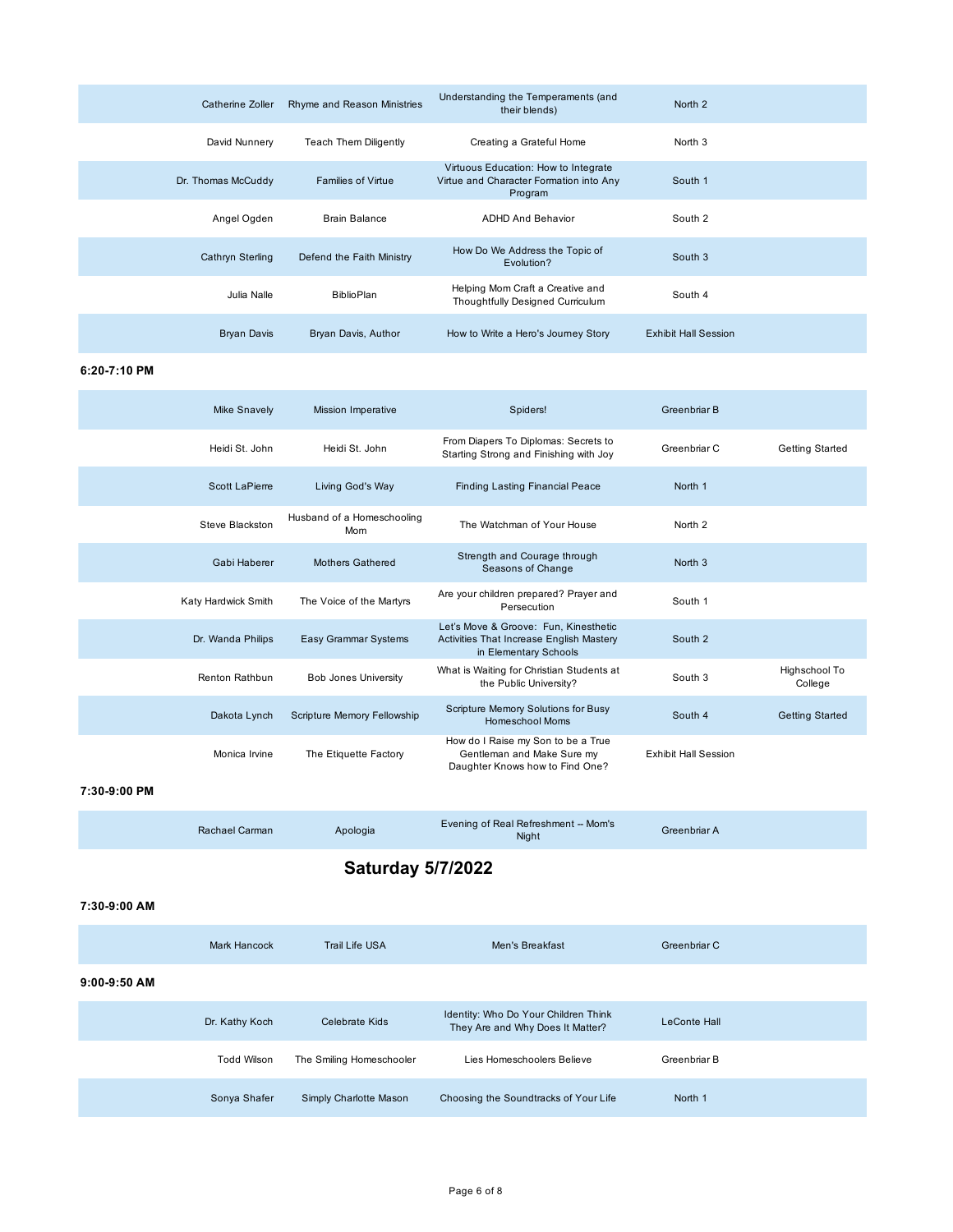| | | | | |
|---|---|---|---|---|
| Catherine Zoller | Rhyme and Reason Ministries | Understanding the Temperaments (and their blends) | North 2 | |
| David Nunnery | Teach Them Diligently | Creating a Grateful Home | North 3 | |
| Dr. Thomas McCuddy | Families of Virtue | Virtuous Education: How to Integrate Virtue and Character Formation into Any Program | South 1 | |
| Angel Ogden | Brain Balance | ADHD And Behavior | South 2 | |
| Cathryn Sterling | Defend the Faith Ministry | How Do We Address the Topic of Evolution? | South 3 | |
| Julia Nalle | BiblioPlan | Helping Mom Craft a Creative and Thoughtfully Designed Curriculum | South 4 | |
| Bryan Davis | Bryan Davis, Author | How to Write a Hero's Journey Story | Exhibit Hall Session | |

**6:20-7:10 PM**

| | | | | |
|---|---|---|---|---|
| Mike Snavely | Mission Imperative | Spiders! | Greenbriar B | |
| Heidi St. John | Heidi St. John | From Diapers To Diplomas: Secrets to Starting Strong and Finishing with Joy | Greenbriar C | Getting Started |
| Scott LaPierre | Living God's Way | Finding Lasting Financial Peace | North 1 | |
| Steve Blackston | Husband of a Homeschooling Mom | The Watchman of Your House | North 2 | |
| Gabi Haberer | Mothers Gathered | Strength and Courage through Seasons of Change | North 3 | |
| Katy Hardwick Smith | The Voice of the Martyrs | Are your children prepared? Prayer and Persecution | South 1 | |
| Dr. Wanda Philips | Easy Grammar Systems | Let's Move & Groove: Fun, Kinesthetic Activities That Increase English Mastery in Elementary Schools | South 2 | |
| Renton Rathbun | Bob Jones University | What is Waiting for Christian Students at the Public University? | South 3 | Highschool To College |
| Dakota Lynch | Scripture Memory Fellowship | Scripture Memory Solutions for Busy Homeschool Moms | South 4 | Getting Started |
| Monica Irvine | The Etiquette Factory | How do I Raise my Son to be a True Gentleman and Make Sure my Daughter Knows how to Find One? | Exhibit Hall Session | |

**7:30-9:00 PM**

| | | | | |
|---|---|---|---|---|
| Rachael Carman | Apologia | Evening of Real Refreshment -- Mom's Night | Greenbriar A | |

## Saturday 5/7/2022

**7:30-9:00 AM**

| | | | | |
|---|---|---|---|---|
| Mark Hancock | Trail Life USA | Men's Breakfast | Greenbriar C | |

**9:00-9:50 AM**

| | | | | |
|---|---|---|---|---|
| Dr. Kathy Koch | Celebrate Kids | Identity: Who Do Your Children Think They Are and Why Does It Matter? | LeConte Hall | |
| Todd Wilson | The Smiling Homeschooler | Lies Homeschoolers Believe | Greenbriar B | |
| Sonya Shafer | Simply Charlotte Mason | Choosing the Soundtracks of Your Life | North 1 | |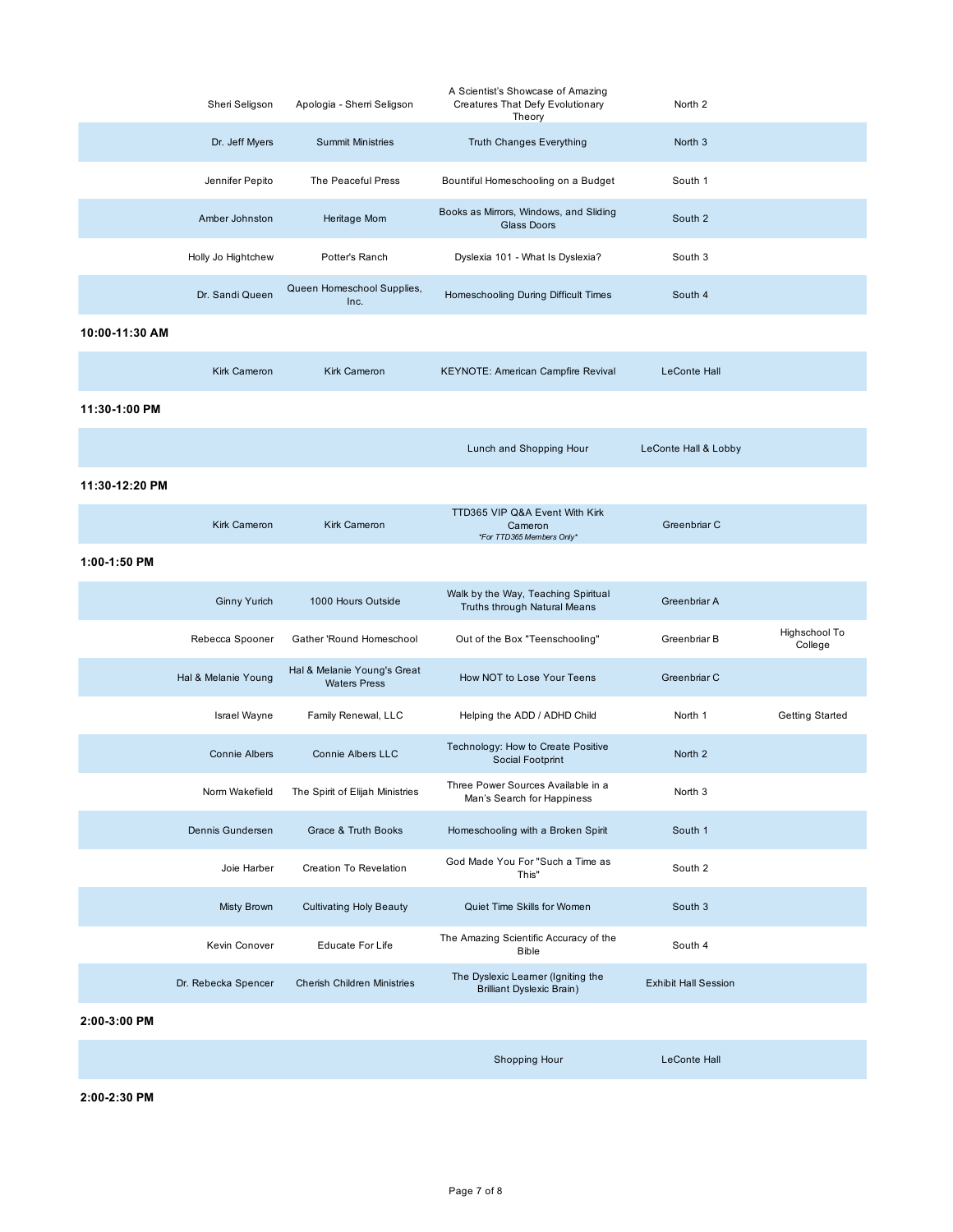| Speaker | Organization | Session | Room | Track |
|---|---|---|---|---|
| Sheri Seligson | Apologia - Sherri Seligson | A Scientist's Showcase of Amazing Creatures That Defy Evolutionary Theory | North 2 | |
| Dr. Jeff Myers | Summit Ministries | Truth Changes Everything | North 3 | |
| Jennifer Pepito | The Peaceful Press | Bountiful Homeschooling on a Budget | South 1 | |
| Amber Johnston | Heritage Mom | Books as Mirrors, Windows, and Sliding Glass Doors | South 2 | |
| Holly Jo Hightchew | Potter's Ranch | Dyslexia 101 - What Is Dyslexia? | South 3 | |
| Dr. Sandi Queen | Queen Homeschool Supplies, Inc. | Homeschooling During Difficult Times | South 4 | |

**10:00-11:30 AM**

| Speaker | Organization | Session | Room | Track |
|---|---|---|---|---|
| Kirk Cameron | Kirk Cameron | KEYNOTE: American Campfire Revival | LeConte Hall | |

**11:30-1:00 PM**

| Speaker | Organization | Session | Room | Track |
|---|---|---|---|---|
| | | Lunch and Shopping Hour | LeConte Hall & Lobby | |

**11:30-12:20 PM**

| Speaker | Organization | Session | Room | Track |
|---|---|---|---|---|
| Kirk Cameron | Kirk Cameron | TTD365 VIP Q&A Event With Kirk Cameron *\*For TTD365 Members Only\** | Greenbriar C | |

**1:00-1:50 PM**

| Speaker | Organization | Session | Room | Track |
|---|---|---|---|---|
| Ginny Yurich | 1000 Hours Outside | Walk by the Way, Teaching Spiritual Truths through Natural Means | Greenbriar A | |
| Rebecca Spooner | Gather 'Round Homeschool | Out of the Box "Teenschooling" | Greenbriar B | Highschool To College |
| Hal & Melanie Young | Hal & Melanie Young's Great Waters Press | How NOT to Lose Your Teens | Greenbriar C | |
| Israel Wayne | Family Renewal, LLC | Helping the ADD / ADHD Child | North 1 | Getting Started |
| Connie Albers | Connie Albers LLC | Technology: How to Create Positive Social Footprint | North 2 | |
| Norm Wakefield | The Spirit of Elijah Ministries | Three Power Sources Available in a Man's Search for Happiness | North 3 | |
| Dennis Gundersen | Grace & Truth Books | Homeschooling with a Broken Spirit | South 1 | |
| Joie Harber | Creation To Revelation | God Made You For "Such a Time as This" | South 2 | |
| Misty Brown | Cultivating Holy Beauty | Quiet Time Skills for Women | South 3 | |
| Kevin Conover | Educate For Life | The Amazing Scientific Accuracy of the Bible | South 4 | |
| Dr. Rebecka Spencer | Cherish Children Ministries | The Dyslexic Learner (Igniting the Brilliant Dyslexic Brain) | Exhibit Hall Session | |

**2:00-3:00 PM**

| Speaker | Organization | Session | Room | Track |
|---|---|---|---|---|
| | | Shopping Hour | LeConte Hall | |

**2:00-2:30 PM**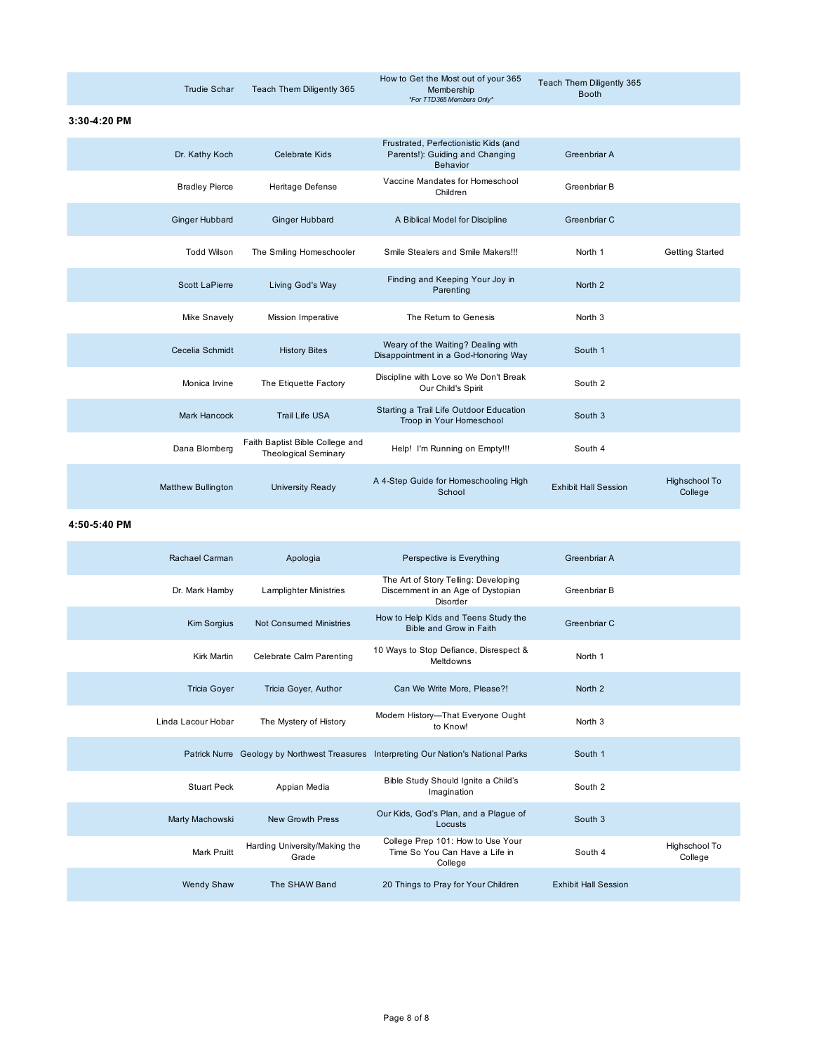| | | | | |
|---|---|---|---|---|
| Trudie Schar | Teach Them Diligently 365 | How to Get the Most out of your 365 Membership *\*For TTD365 Members Only\** | Teach Them Diligently 365 Booth | |

**3:30-4:20 PM**

| | | | | |
|---|---|---|---|---|
| Dr. Kathy Koch | Celebrate Kids | Frustrated, Perfectionistic Kids (and Parents!): Guiding and Changing Behavior | Greenbriar A | |
| Bradley Pierce | Heritage Defense | Vaccine Mandates for Homeschool Children | Greenbriar B | |
| Ginger Hubbard | Ginger Hubbard | A Biblical Model for Discipline | Greenbriar C | |
| Todd Wilson | The Smiling Homeschooler | Smile Stealers and Smile Makers!!! | North 1 | Getting Started |
| Scott LaPierre | Living God's Way | Finding and Keeping Your Joy in Parenting | North 2 | |
| Mike Snavely | Mission Imperative | The Return to Genesis | North 3 | |
| Cecelia Schmidt | History Bites | Weary of the Waiting? Dealing with Disappointment in a God-Honoring Way | South 1 | |
| Monica Irvine | The Etiquette Factory | Discipline with Love so We Don't Break Our Child's Spirit | South 2 | |
| Mark Hancock | Trail Life USA | Starting a Trail Life Outdoor Education Troop in Your Homeschool | South 3 | |
| Dana Blomberg | Faith Baptist Bible College and Theological Seminary | Help! I'm Running on Empty!!! | South 4 | |
| Matthew Bullington | University Ready | A 4-Step Guide for Homeschooling High School | Exhibit Hall Session | Highschool To College |

**4:50-5:40 PM**

| | | | | |
|---|---|---|---|---|
| Rachael Carman | Apologia | Perspective is Everything | Greenbriar A | |
| Dr. Mark Hamby | Lamplighter Ministries | The Art of Story Telling: Developing Discernment in an Age of Dystopian Disorder | Greenbriar B | |
| Kim Sorgius | Not Consumed Ministries | How to Help Kids and Teens Study the Bible and Grow in Faith | Greenbriar C | |
| Kirk Martin | Celebrate Calm Parenting | 10 Ways to Stop Defiance, Disrespect & Meltdowns | North 1 | |
| Tricia Goyer | Tricia Goyer, Author | Can We Write More, Please?! | North 2 | |
| Linda Lacour Hobar | The Mystery of History | Modern History—That Everyone Ought to Know! | North 3 | |
| Patrick Nurre | Geology by Northwest Treasures | Interpreting Our Nation's National Parks | South 1 | |
| Stuart Peck | Appian Media | Bible Study Should Ignite a Child's Imagination | South 2 | |
| Marty Machowski | New Growth Press | Our Kids, God's Plan, and a Plague of Locusts | South 3 | |
| Mark Pruitt | Harding University/Making the Grade | College Prep 101: How to Use Your Time So You Can Have a Life in College | South 4 | Highschool To College |
| Wendy Shaw | The SHAW Band | 20 Things to Pray for Your Children | Exhibit Hall Session | |